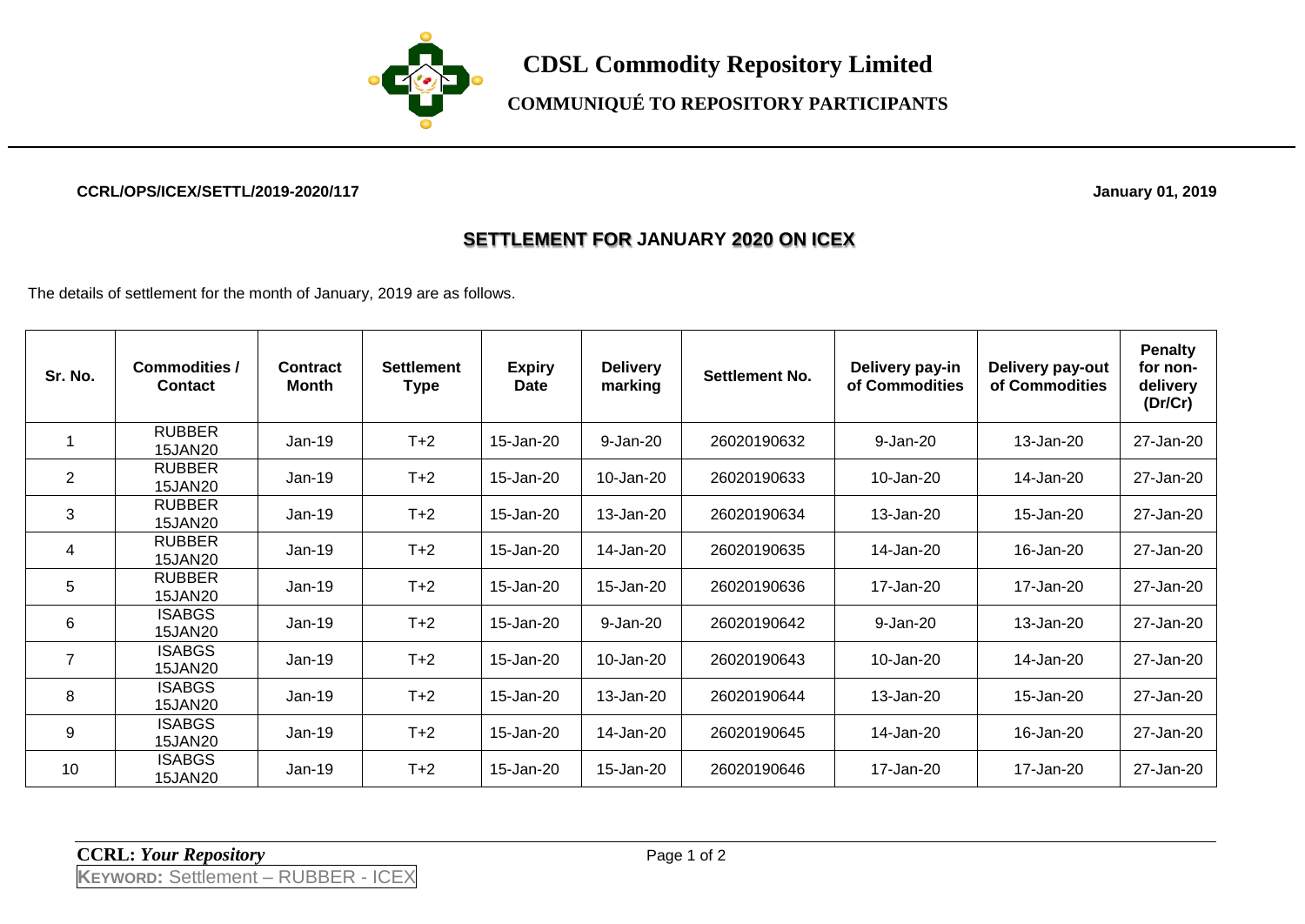# CDSL Commodity Repository Limited

## COMMUNIQUÉ TO REPOSITORY PARTICIPANTS

**CCRL/OPS/ICEX/SETTL/2019-2020/117** **January 01, 2019**

## SETTLEMENT FOR JANUARY 2020 ON ICEX

The details of settlement for the month of January, 2019 are as follows.

| Sr. No. | Commodities / Contact | Contract Month | Settlement Type | Expiry Date | Delivery marking | Settlement No. | Delivery pay-in of Commodities | Delivery pay-out of Commodities | Penalty for non-delivery (Dr/Cr) |
|---|---|---|---|---|---|---|---|---|---|
| 1 | RUBBER 15JAN20 | Jan-19 | T+2 | 15-Jan-20 | 9-Jan-20 | 26020190632 | 9-Jan-20 | 13-Jan-20 | 27-Jan-20 |
| 2 | RUBBER 15JAN20 | Jan-19 | T+2 | 15-Jan-20 | 10-Jan-20 | 26020190633 | 10-Jan-20 | 14-Jan-20 | 27-Jan-20 |
| 3 | RUBBER 15JAN20 | Jan-19 | T+2 | 15-Jan-20 | 13-Jan-20 | 26020190634 | 13-Jan-20 | 15-Jan-20 | 27-Jan-20 |
| 4 | RUBBER 15JAN20 | Jan-19 | T+2 | 15-Jan-20 | 14-Jan-20 | 26020190635 | 14-Jan-20 | 16-Jan-20 | 27-Jan-20 |
| 5 | RUBBER 15JAN20 | Jan-19 | T+2 | 15-Jan-20 | 15-Jan-20 | 26020190636 | 17-Jan-20 | 17-Jan-20 | 27-Jan-20 |
| 6 | ISABGS 15JAN20 | Jan-19 | T+2 | 15-Jan-20 | 9-Jan-20 | 26020190642 | 9-Jan-20 | 13-Jan-20 | 27-Jan-20 |
| 7 | ISABGS 15JAN20 | Jan-19 | T+2 | 15-Jan-20 | 10-Jan-20 | 26020190643 | 10-Jan-20 | 14-Jan-20 | 27-Jan-20 |
| 8 | ISABGS 15JAN20 | Jan-19 | T+2 | 15-Jan-20 | 13-Jan-20 | 26020190644 | 13-Jan-20 | 15-Jan-20 | 27-Jan-20 |
| 9 | ISABGS 15JAN20 | Jan-19 | T+2 | 15-Jan-20 | 14-Jan-20 | 26020190645 | 14-Jan-20 | 16-Jan-20 | 27-Jan-20 |
| 10 | ISABGS 15JAN20 | Jan-19 | T+2 | 15-Jan-20 | 15-Jan-20 | 26020190646 | 17-Jan-20 | 17-Jan-20 | 27-Jan-20 |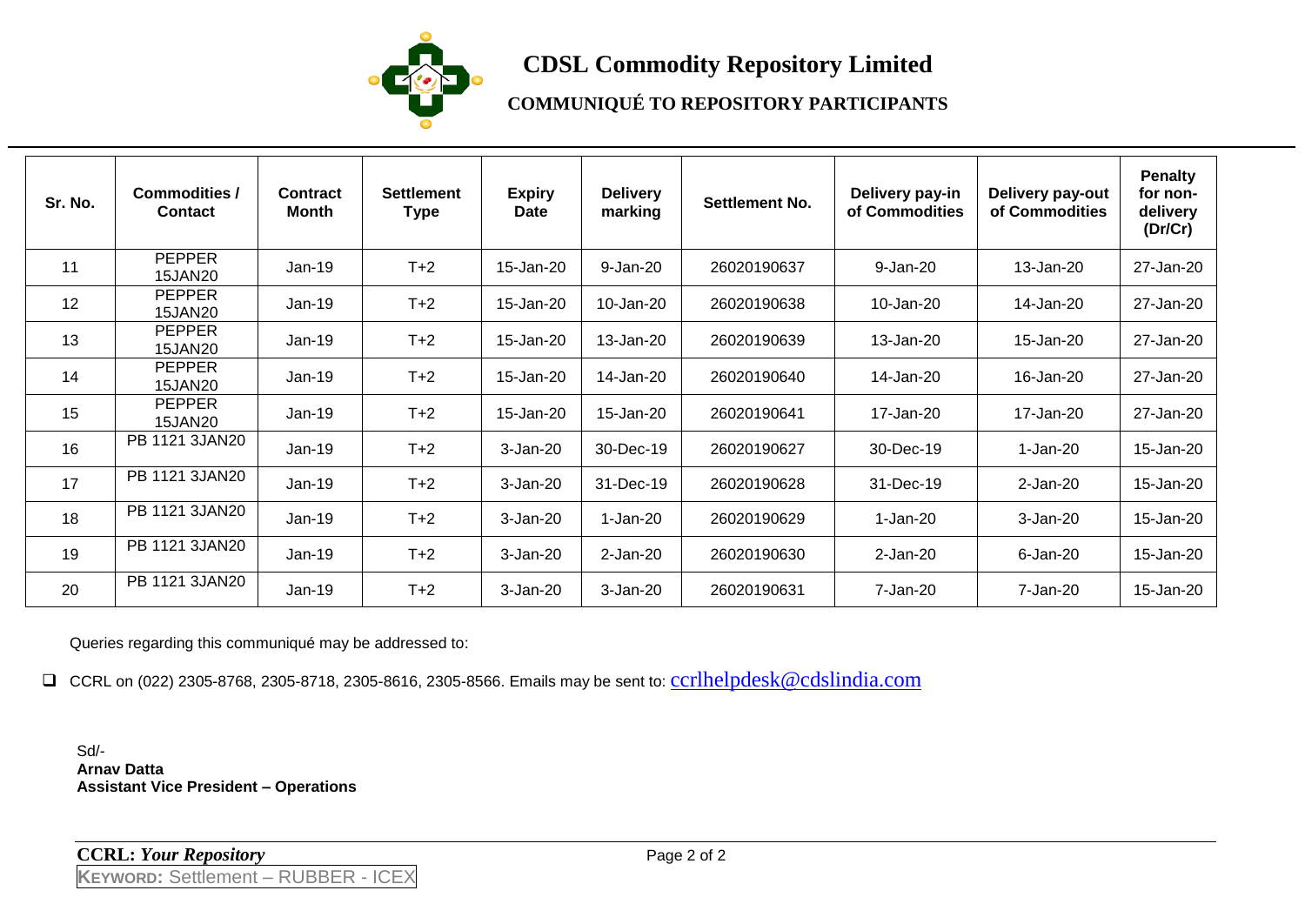# CDSL Commodity Repository Limited

## COMMUNIQUÉ TO REPOSITORY PARTICIPANTS

| Sr. No. | Commodities / Contact | Contract Month | Settlement Type | Expiry Date | Delivery marking | Settlement No. | Delivery pay-in of Commodities | Delivery pay-out of Commodities | Penalty for non-delivery (Dr/Cr) |
|---|---|---|---|---|---|---|---|---|---|
| 11 | PEPPER 15JAN20 | Jan-19 | T+2 | 15-Jan-20 | 9-Jan-20 | 26020190637 | 9-Jan-20 | 13-Jan-20 | 27-Jan-20 |
| 12 | PEPPER 15JAN20 | Jan-19 | T+2 | 15-Jan-20 | 10-Jan-20 | 26020190638 | 10-Jan-20 | 14-Jan-20 | 27-Jan-20 |
| 13 | PEPPER 15JAN20 | Jan-19 | T+2 | 15-Jan-20 | 13-Jan-20 | 26020190639 | 13-Jan-20 | 15-Jan-20 | 27-Jan-20 |
| 14 | PEPPER 15JAN20 | Jan-19 | T+2 | 15-Jan-20 | 14-Jan-20 | 26020190640 | 14-Jan-20 | 16-Jan-20 | 27-Jan-20 |
| 15 | PEPPER 15JAN20 | Jan-19 | T+2 | 15-Jan-20 | 15-Jan-20 | 26020190641 | 17-Jan-20 | 17-Jan-20 | 27-Jan-20 |
| 16 | PB 1121 3JAN20 | Jan-19 | T+2 | 3-Jan-20 | 30-Dec-19 | 26020190627 | 30-Dec-19 | 1-Jan-20 | 15-Jan-20 |
| 17 | PB 1121 3JAN20 | Jan-19 | T+2 | 3-Jan-20 | 31-Dec-19 | 26020190628 | 31-Dec-19 | 2-Jan-20 | 15-Jan-20 |
| 18 | PB 1121 3JAN20 | Jan-19 | T+2 | 3-Jan-20 | 1-Jan-20 | 26020190629 | 1-Jan-20 | 3-Jan-20 | 15-Jan-20 |
| 19 | PB 1121 3JAN20 | Jan-19 | T+2 | 3-Jan-20 | 2-Jan-20 | 26020190630 | 2-Jan-20 | 6-Jan-20 | 15-Jan-20 |
| 20 | PB 1121 3JAN20 | Jan-19 | T+2 | 3-Jan-20 | 3-Jan-20 | 26020190631 | 7-Jan-20 | 7-Jan-20 | 15-Jan-20 |

Queries regarding this communiqué may be addressed to:

- CCRL on (022) 2305-8768, 2305-8718, 2305-8616, 2305-8566. Emails may be sent to: ccrlhelpdesk@cdslindia.com

Sd/-
**Arnav Datta**
**Assistant Vice President – Operations**

**CCRL:** ***Your Repository***

**KEYWORD:** Settlement – RUBBER - ICEX